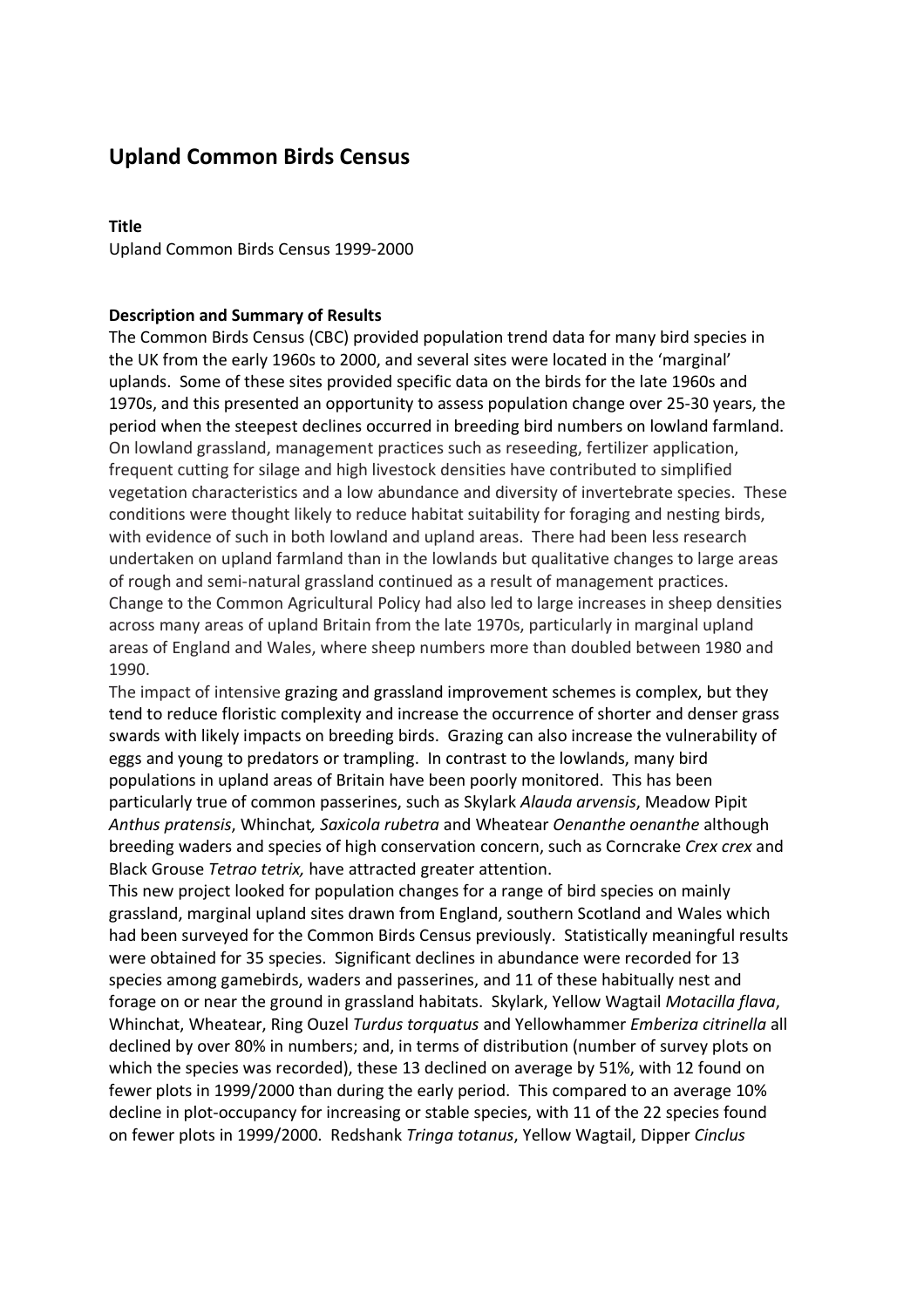# Upland Common Birds Census

**Title**

Upland Common Birds Census 1999-2000

**Description and Summary of Results**

The Common Birds Census (CBC) provided population trend data for many bird species in the UK from the early 1960s to 2000, and several sites were located in the 'marginal' uplands. Some of these sites provided specific data on the birds for the late 1960s and 1970s, and this presented an opportunity to assess population change over 25-30 years, the period when the steepest declines occurred in breeding bird numbers on lowland farmland. On lowland grassland, management practices such as reseeding, fertilizer application, frequent cutting for silage and high livestock densities have contributed to simplified vegetation characteristics and a low abundance and diversity of invertebrate species. These conditions were thought likely to reduce habitat suitability for foraging and nesting birds, with evidence of such in both lowland and upland areas. There had been less research undertaken on upland farmland than in the lowlands but qualitative changes to large areas of rough and semi-natural grassland continued as a result of management practices. Change to the Common Agricultural Policy had also led to large increases in sheep densities across many areas of upland Britain from the late 1970s, particularly in marginal upland areas of England and Wales, where sheep numbers more than doubled between 1980 and 1990.

The impact of intensive grazing and grassland improvement schemes is complex, but they tend to reduce floristic complexity and increase the occurrence of shorter and denser grass swards with likely impacts on breeding birds. Grazing can also increase the vulnerability of eggs and young to predators or trampling. In contrast to the lowlands, many bird populations in upland areas of Britain have been poorly monitored. This has been particularly true of common passerines, such as Skylark *Alauda arvensis*, Meadow Pipit *Anthus pratensis*, Whinchat*, Saxicola rubetra* and Wheatear *Oenanthe oenanthe* although breeding waders and species of high conservation concern, such as Corncrake *Crex crex* and Black Grouse *Tetrao tetrix,* have attracted greater attention.

This new project looked for population changes for a range of bird species on mainly grassland, marginal upland sites drawn from England, southern Scotland and Wales which had been surveyed for the Common Birds Census previously. Statistically meaningful results were obtained for 35 species. Significant declines in abundance were recorded for 13 species among gamebirds, waders and passerines, and 11 of these habitually nest and forage on or near the ground in grassland habitats. Skylark, Yellow Wagtail *Motacilla flava*, Whinchat, Wheatear, Ring Ouzel *Turdus torquatus* and Yellowhammer *Emberiza citrinella* all declined by over 80% in numbers; and, in terms of distribution (number of survey plots on which the species was recorded), these 13 declined on average by 51%, with 12 found on fewer plots in 1999/2000 than during the early period. This compared to an average 10% decline in plot-occupancy for increasing or stable species, with 11 of the 22 species found on fewer plots in 1999/2000. Redshank *Tringa totanus*, Yellow Wagtail, Dipper *Cinclus*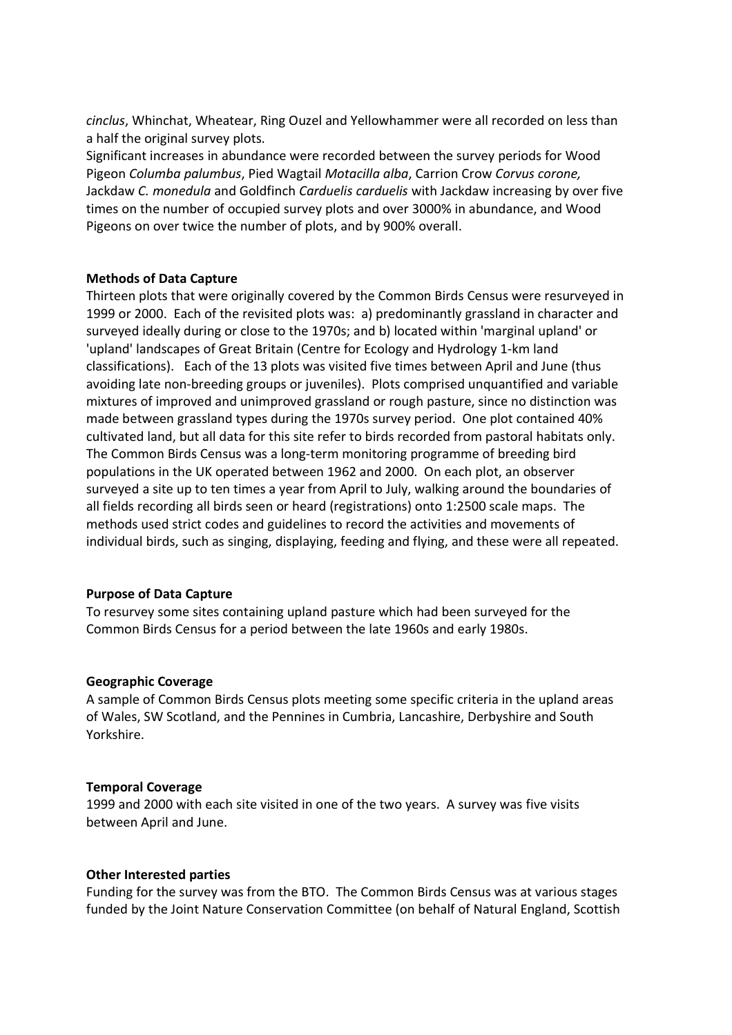*cinclus*, Whinchat, Wheatear, Ring Ouzel and Yellowhammer were all recorded on less than a half the original survey plots.
Significant increases in abundance were recorded between the survey periods for Wood Pigeon *Columba palumbus*, Pied Wagtail *Motacilla alba*, Carrion Crow *Corvus corone,* Jackdaw *C. monedula* and Goldfinch *Carduelis carduelis* with Jackdaw increasing by over five times on the number of occupied survey plots and over 3000% in abundance, and Wood Pigeons on over twice the number of plots, and by 900% overall.

**Methods of Data Capture**

Thirteen plots that were originally covered by the Common Birds Census were resurveyed in 1999 or 2000. Each of the revisited plots was: a) predominantly grassland in character and surveyed ideally during or close to the 1970s; and b) located within 'marginal upland' or 'upland' landscapes of Great Britain (Centre for Ecology and Hydrology 1-km land classifications). Each of the 13 plots was visited five times between April and June (thus avoiding late non-breeding groups or juveniles). Plots comprised unquantified and variable mixtures of improved and unimproved grassland or rough pasture, since no distinction was made between grassland types during the 1970s survey period. One plot contained 40% cultivated land, but all data for this site refer to birds recorded from pastoral habitats only. The Common Birds Census was a long-term monitoring programme of breeding bird populations in the UK operated between 1962 and 2000. On each plot, an observer surveyed a site up to ten times a year from April to July, walking around the boundaries of all fields recording all birds seen or heard (registrations) onto 1:2500 scale maps. The methods used strict codes and guidelines to record the activities and movements of individual birds, such as singing, displaying, feeding and flying, and these were all repeated.

**Purpose of Data Capture**

To resurvey some sites containing upland pasture which had been surveyed for the Common Birds Census for a period between the late 1960s and early 1980s.

**Geographic Coverage**

A sample of Common Birds Census plots meeting some specific criteria in the upland areas of Wales, SW Scotland, and the Pennines in Cumbria, Lancashire, Derbyshire and South Yorkshire.

**Temporal Coverage**

1999 and 2000 with each site visited in one of the two years. A survey was five visits between April and June.

**Other Interested parties**

Funding for the survey was from the BTO. The Common Birds Census was at various stages funded by the Joint Nature Conservation Committee (on behalf of Natural England, Scottish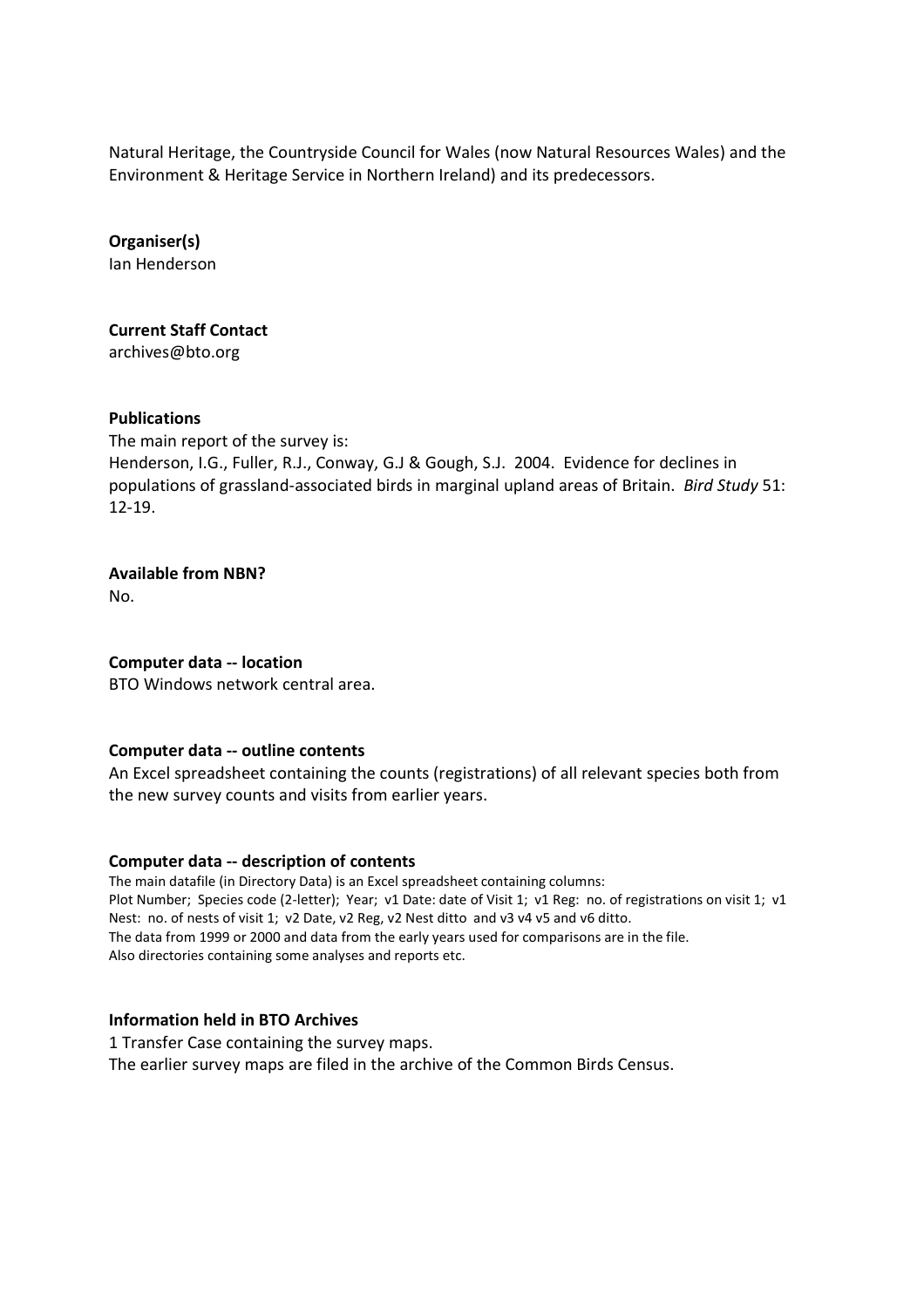Natural Heritage, the Countryside Council for Wales (now Natural Resources Wales) and the Environment & Heritage Service in Northern Ireland) and its predecessors.

**Organiser(s)**
Ian Henderson

**Current Staff Contact**
archives@bto.org

**Publications**
The main report of the survey is:
Henderson, I.G., Fuller, R.J., Conway, G.J & Gough, S.J. 2004. Evidence for declines in populations of grassland-associated birds in marginal upland areas of Britain. *Bird Study* 51: 12-19.

**Available from NBN?**
No.

**Computer data -- location**
BTO Windows network central area.

**Computer data -- outline contents**
An Excel spreadsheet containing the counts (registrations) of all relevant species both from the new survey counts and visits from earlier years.

**Computer data -- description of contents**
The main datafile (in Directory Data) is an Excel spreadsheet containing columns:
Plot Number; Species code (2-letter); Year; v1 Date: date of Visit 1; v1 Reg: no. of registrations on visit 1; v1 Nest: no. of nests of visit 1; v2 Date, v2 Reg, v2 Nest ditto and v3 v4 v5 and v6 ditto.
The data from 1999 or 2000 and data from the early years used for comparisons are in the file.
Also directories containing some analyses and reports etc.

**Information held in BTO Archives**
1 Transfer Case containing the survey maps.
The earlier survey maps are filed in the archive of the Common Birds Census.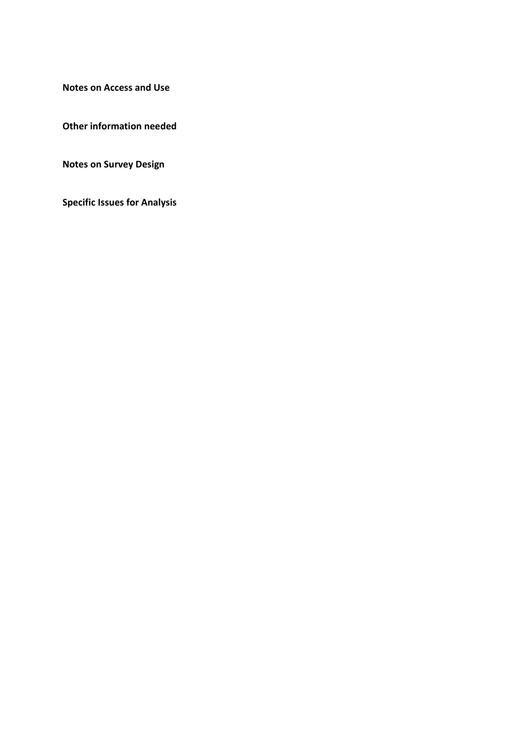**Notes on Access and Use**

**Other information needed**

**Notes on Survey Design**

**Specific Issues for Analysis**